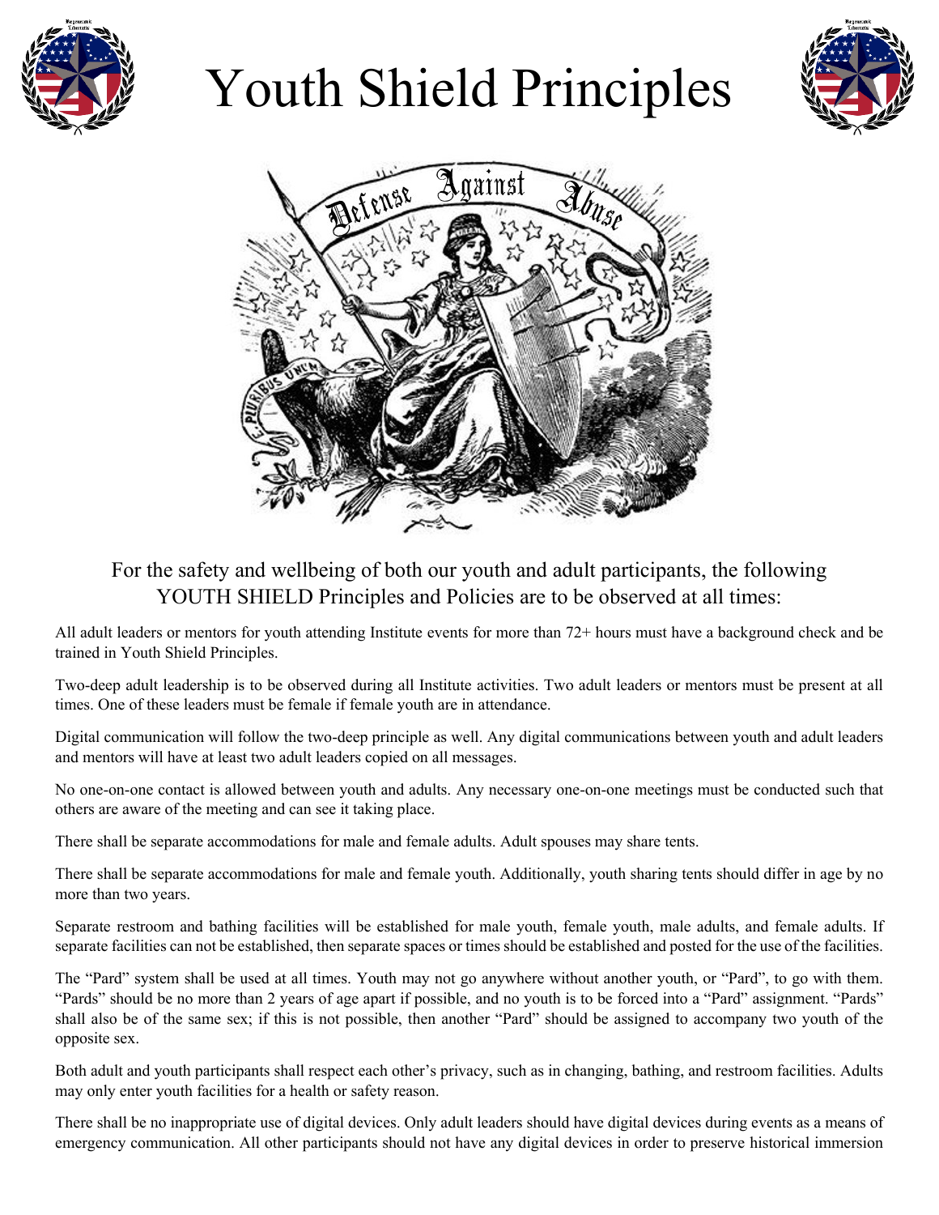# Youth Shield Principles

For the safety and wellbeing of both our youth and adult participants, the following YOUTH SHIELD Principles and Policies are to be observed at all times:

All adult leaders or mentors for youth attending Institute events for more than 72+ hours must have a background check and be trained in Youth Shield Principles.

Two-deep adult leadership is to be observed during all Institute activities. Two adult leaders or mentors must be present at all times. One of these leaders must be female if female youth are in attendance.

Digital communication will follow the two-deep principle as well. Any digital communications between youth and adult leaders and mentors will have at least two adult leaders copied on all messages.

No one-on-one contact is allowed between youth and adults. Any necessary one-on-one meetings must be conducted such that others are aware of the meeting and can see it taking place.

There shall be separate accommodations for male and female adults. Adult spouses may share tents.

There shall be separate accommodations for male and female youth. Additionally, youth sharing tents should differ in age by no more than two years.

Separate restroom and bathing facilities will be established for male youth, female youth, male adults, and female adults. If separate facilities can not be established, then separate spaces or times should be established and posted for the use of the facilities.

The "Pard" system shall be used at all times. Youth may not go anywhere without another youth, or "Pard", to go with them. "Pards" should be no more than 2 years of age apart if possible, and no youth is to be forced into a "Pard" assignment. "Pards" shall also be of the same sex; if this is not possible, then another "Pard" should be assigned to accompany two youth of the opposite sex.

Both adult and youth participants shall respect each other's privacy, such as in changing, bathing, and restroom facilities. Adults may only enter youth facilities for a health or safety reason.

There shall be no inappropriate use of digital devices. Only adult leaders should have digital devices during events as a means of emergency communication. All other participants should not have any digital devices in order to preserve historical immersion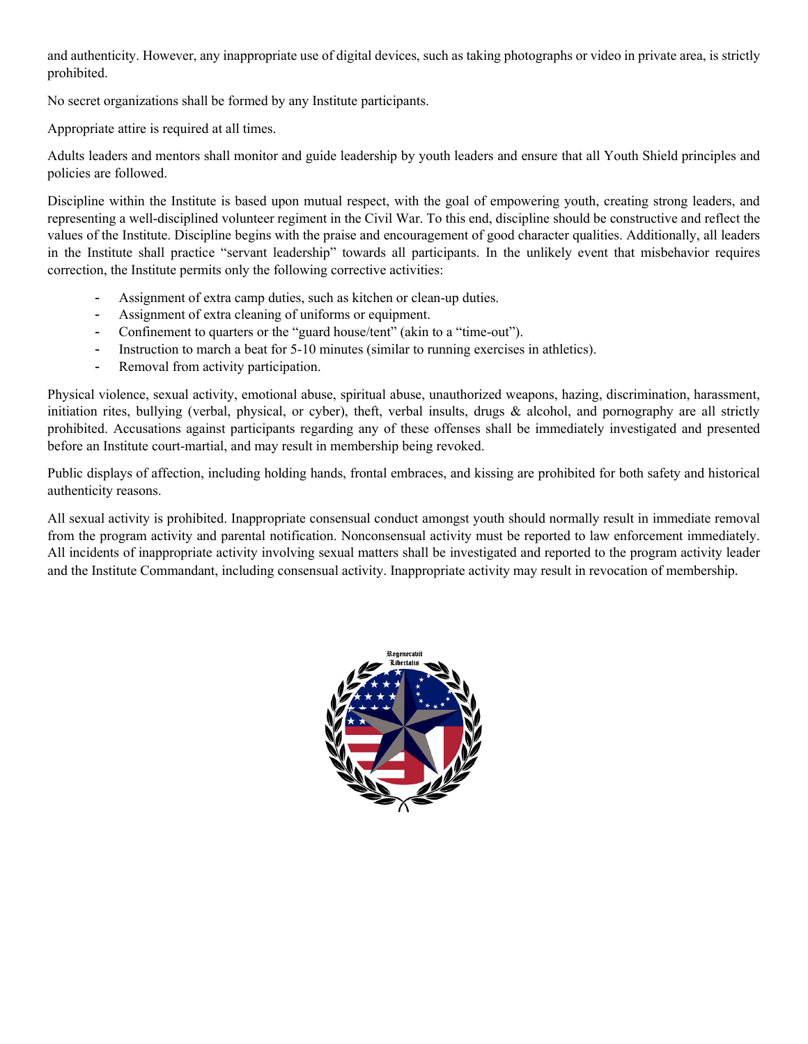and authenticity. However, any inappropriate use of digital devices, such as taking photographs or video in private area, is strictly prohibited.

No secret organizations shall be formed by any Institute participants.

Appropriate attire is required at all times.

Adults leaders and mentors shall monitor and guide leadership by youth leaders and ensure that all Youth Shield principles and policies are followed.

Discipline within the Institute is based upon mutual respect, with the goal of empowering youth, creating strong leaders, and representing a well-disciplined volunteer regiment in the Civil War. To this end, discipline should be constructive and reflect the values of the Institute. Discipline begins with the praise and encouragement of good character qualities. Additionally, all leaders in the Institute shall practice "servant leadership" towards all participants. In the unlikely event that misbehavior requires correction, the Institute permits only the following corrective activities:

- Assignment of extra camp duties, such as kitchen or clean-up duties.
- Assignment of extra cleaning of uniforms or equipment.
- Confinement to quarters or the "guard house/tent" (akin to a "time-out").
- Instruction to march a beat for 5-10 minutes (similar to running exercises in athletics).
- Removal from activity participation.

Physical violence, sexual activity, emotional abuse, spiritual abuse, unauthorized weapons, hazing, discrimination, harassment, initiation rites, bullying (verbal, physical, or cyber), theft, verbal insults, drugs & alcohol, and pornography are all strictly prohibited. Accusations against participants regarding any of these offenses shall be immediately investigated and presented before an Institute court-martial, and may result in membership being revoked.

Public displays of affection, including holding hands, frontal embraces, and kissing are prohibited for both safety and historical authenticity reasons.

All sexual activity is prohibited. Inappropriate consensual conduct amongst youth should normally result in immediate removal from the program activity and parental notification. Nonconsensual activity must be reported to law enforcement immediately. All incidents of inappropriate activity involving sexual matters shall be investigated and reported to the program activity leader and the Institute Commandant, including consensual activity. Inappropriate activity may result in revocation of membership.